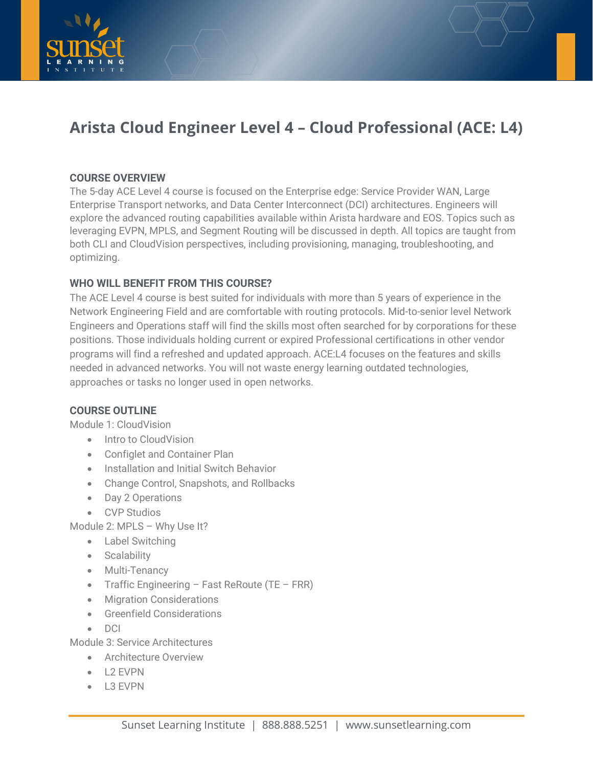# Arista Cloud Engineer Level 4 – Cloud Professional (ACE: L4)

## COURSE OVERVIEW

The 5-day ACE Level 4 course is focused on the Enterprise edge: Service Provider WAN, Large Enterprise Transport networks, and Data Center Interconnect (DCI) architectures. Engineers will explore the advanced routing capabilities available within Arista hardware and EOS. Topics such as leveraging EVPN, MPLS, and Segment Routing will be discussed in depth. All topics are taught from both CLI and CloudVision perspectives, including provisioning, managing, troubleshooting, and optimizing.

## WHO WILL BENEFIT FROM THIS COURSE?

The ACE Level 4 course is best suited for individuals with more than 5 years of experience in the Network Engineering Field and are comfortable with routing protocols. Mid-to-senior level Network Engineers and Operations staff will find the skills most often searched for by corporations for these positions. Those individuals holding current or expired Professional certifications in other vendor programs will find a refreshed and updated approach. ACE:L4 focuses on the features and skills needed in advanced networks. You will not waste energy learning outdated technologies, approaches or tasks no longer used in open networks.

## COURSE OUTLINE

Module 1: CloudVision

- Intro to CloudVision
- Configlet and Container Plan
- Installation and Initial Switch Behavior
- Change Control, Snapshots, and Rollbacks
- Day 2 Operations
- CVP Studios

Module 2: MPLS – Why Use It?

- Label Switching
- Scalability
- Multi-Tenancy
- Traffic Engineering – Fast ReRoute (TE – FRR)
- Migration Considerations
- Greenfield Considerations
- DCI

Module 3: Service Architectures

- Architecture Overview
- L2 EVPN
- L3 EVPN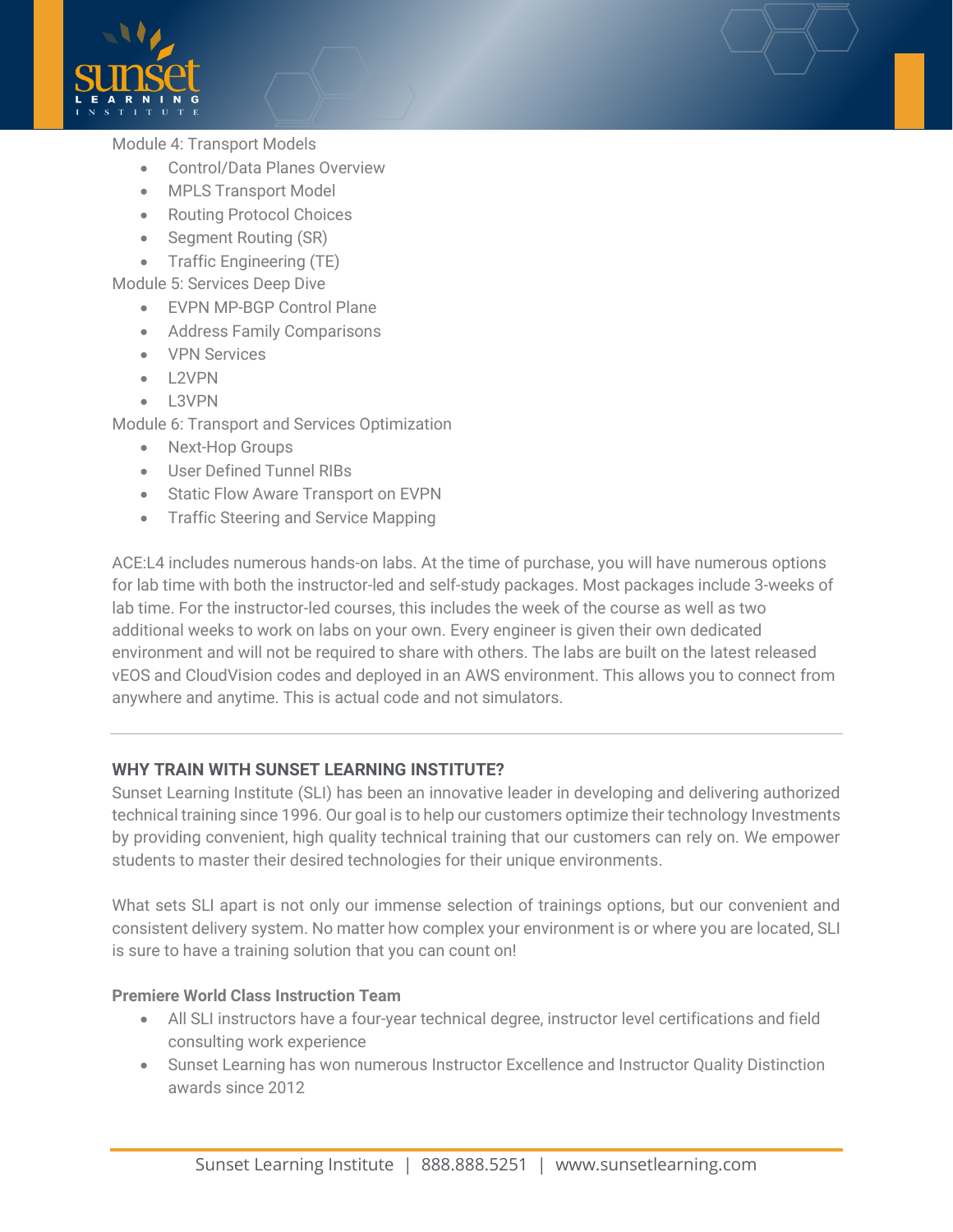Module 4: Transport Models

- Control/Data Planes Overview
- MPLS Transport Model
- Routing Protocol Choices
- Segment Routing (SR)
- Traffic Engineering (TE)

Module 5: Services Deep Dive

- EVPN MP-BGP Control Plane
- Address Family Comparisons
- VPN Services
- L2VPN
- L3VPN

Module 6: Transport and Services Optimization

- Next-Hop Groups
- User Defined Tunnel RIBs
- Static Flow Aware Transport on EVPN
- Traffic Steering and Service Mapping

ACE:L4 includes numerous hands-on labs. At the time of purchase, you will have numerous options for lab time with both the instructor-led and self-study packages. Most packages include 3-weeks of lab time. For the instructor-led courses, this includes the week of the course as well as two additional weeks to work on labs on your own. Every engineer is given their own dedicated environment and will not be required to share with others. The labs are built on the latest released vEOS and CloudVision codes and deployed in an AWS environment. This allows you to connect from anywhere and anytime. This is actual code and not simulators.

---

## WHY TRAIN WITH SUNSET LEARNING INSTITUTE?

Sunset Learning Institute (SLI) has been an innovative leader in developing and delivering authorized technical training since 1996. Our goal is to help our customers optimize their technology Investments by providing convenient, high quality technical training that our customers can rely on. We empower students to master their desired technologies for their unique environments.

What sets SLI apart is not only our immense selection of trainings options, but our convenient and consistent delivery system. No matter how complex your environment is or where you are located, SLI is sure to have a training solution that you can count on!

### Premiere World Class Instruction Team

- All SLI instructors have a four-year technical degree, instructor level certifications and field consulting work experience
- Sunset Learning has won numerous Instructor Excellence and Instructor Quality Distinction awards since 2012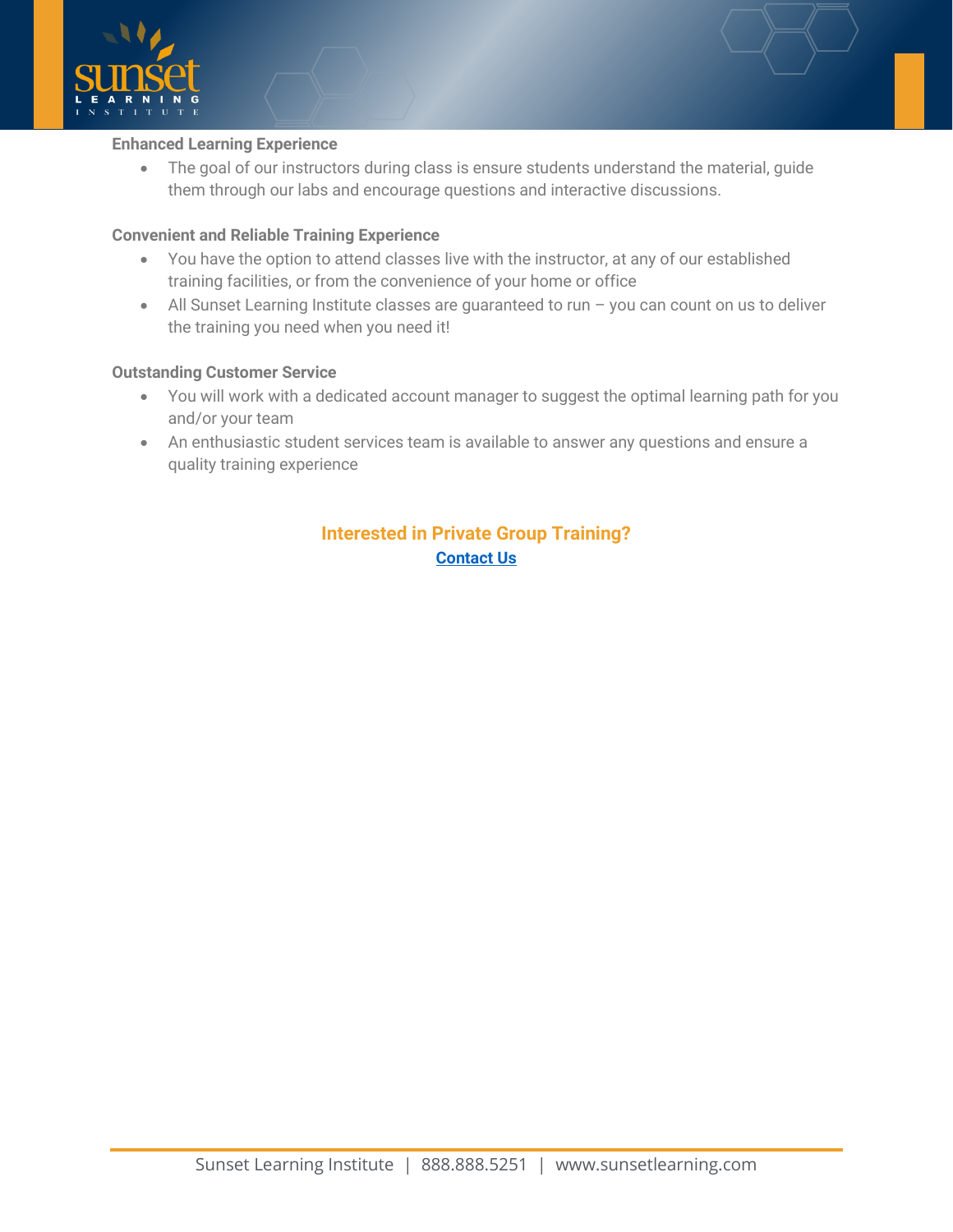**Enhanced Learning Experience**

- The goal of our instructors during class is ensure students understand the material, guide them through our labs and encourage questions and interactive discussions.

**Convenient and Reliable Training Experience**

- You have the option to attend classes live with the instructor, at any of our established training facilities, or from the convenience of your home or office
- All Sunset Learning Institute classes are guaranteed to run – you can count on us to deliver the training you need when you need it!

**Outstanding Customer Service**

- You will work with a dedicated account manager to suggest the optimal learning path for you and/or your team
- An enthusiastic student services team is available to answer any questions and ensure a quality training experience

**Interested in Private Group Training?**

**Contact Us**